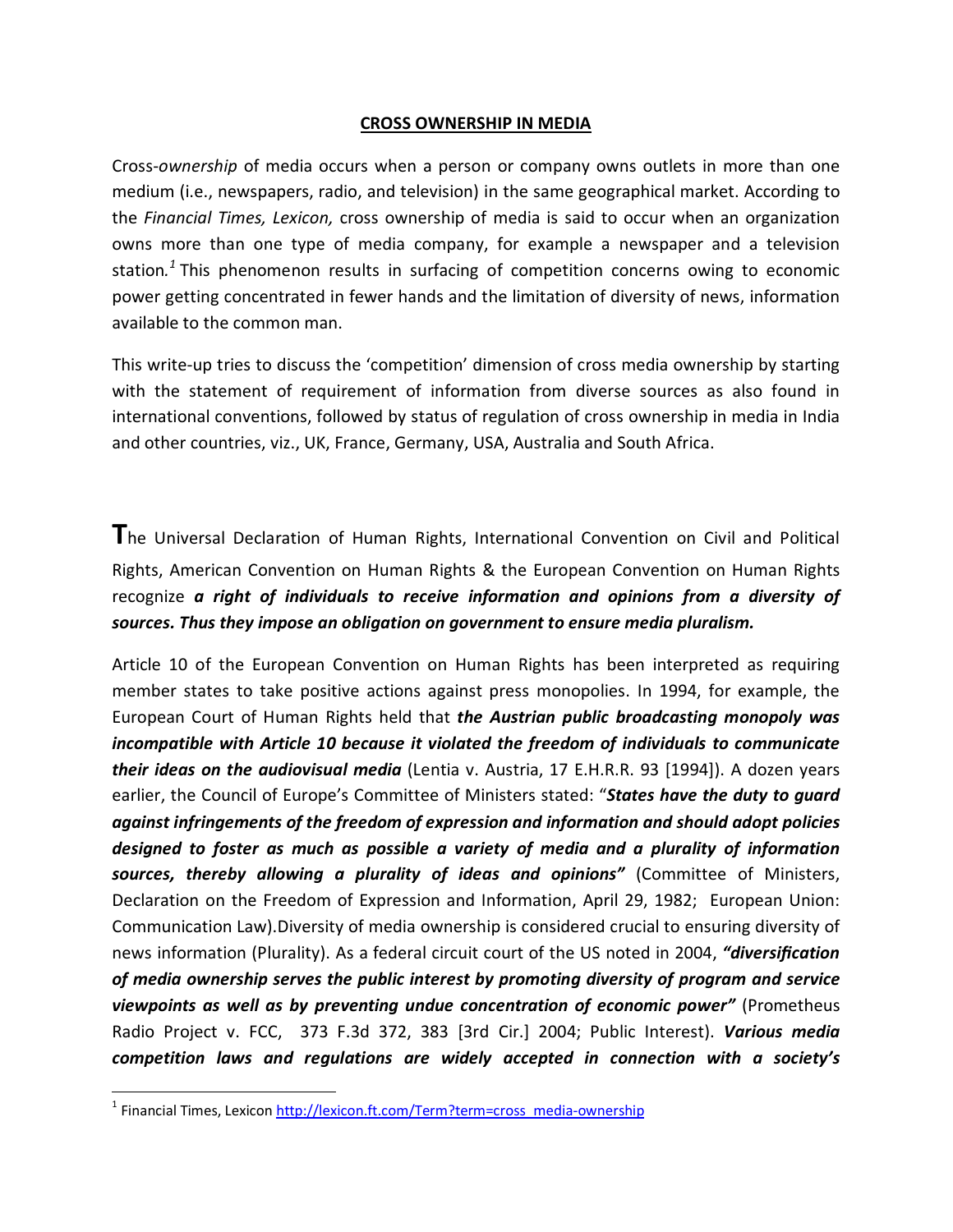# CROSS OWNERSHIP IN MEDIA

Cross-*ownership* of media occurs when a person or company owns outlets in more than one medium (i.e., newspapers, radio, and television) in the same geographical market. According to the *Financial Times, Lexicon,* cross ownership of media is said to occur when an organization owns more than one type of media company, for example a newspaper and a television station.[1] This phenomenon results in surfacing of competition concerns owing to economic power getting concentrated in fewer hands and the limitation of diversity of news, information available to the common man.

This write-up tries to discuss the 'competition' dimension of cross media ownership by starting with the statement of requirement of information from diverse sources as also found in international conventions, followed by status of regulation of cross ownership in media in India and other countries, viz., UK, France, Germany, USA, Australia and South Africa.

**T**he Universal Declaration of Human Rights, International Convention on Civil and Political Rights, American Convention on Human Rights & the European Convention on Human Rights recognize ***a right of individuals to receive information and opinions from a diversity of sources. Thus they impose an obligation on government to ensure media pluralism.***

Article 10 of the European Convention on Human Rights has been interpreted as requiring member states to take positive actions against press monopolies. In 1994, for example, the European Court of Human Rights held that ***the Austrian public broadcasting monopoly was incompatible with Article 10 because it violated the freedom of individuals to communicate their ideas on the audiovisual media*** (Lentia v. Austria, 17 E.H.R.R. 93 [1994]). A dozen years earlier, the Council of Europe's Committee of Ministers stated: "***States have the duty to guard against infringements of the freedom of expression and information and should adopt policies designed to foster as much as possible a variety of media and a plurality of information sources, thereby allowing a plurality of ideas and opinions"*** (Committee of Ministers, Declaration on the Freedom of Expression and Information, April 29, 1982; European Union: Communication Law).Diversity of media ownership is considered crucial to ensuring diversity of news information (Plurality). As a federal circuit court of the US noted in 2004, ***"diversification of media ownership serves the public interest by promoting diversity of program and service viewpoints as well as by preventing undue concentration of economic power"*** (Prometheus Radio Project v. FCC, 373 F.3d 372, 383 [3rd Cir.] 2004; Public Interest). ***Various media competition laws and regulations are widely accepted in connection with a society's***

---

[1] Financial Times, Lexicon http://lexicon.ft.com/Term?term=cross_media-ownership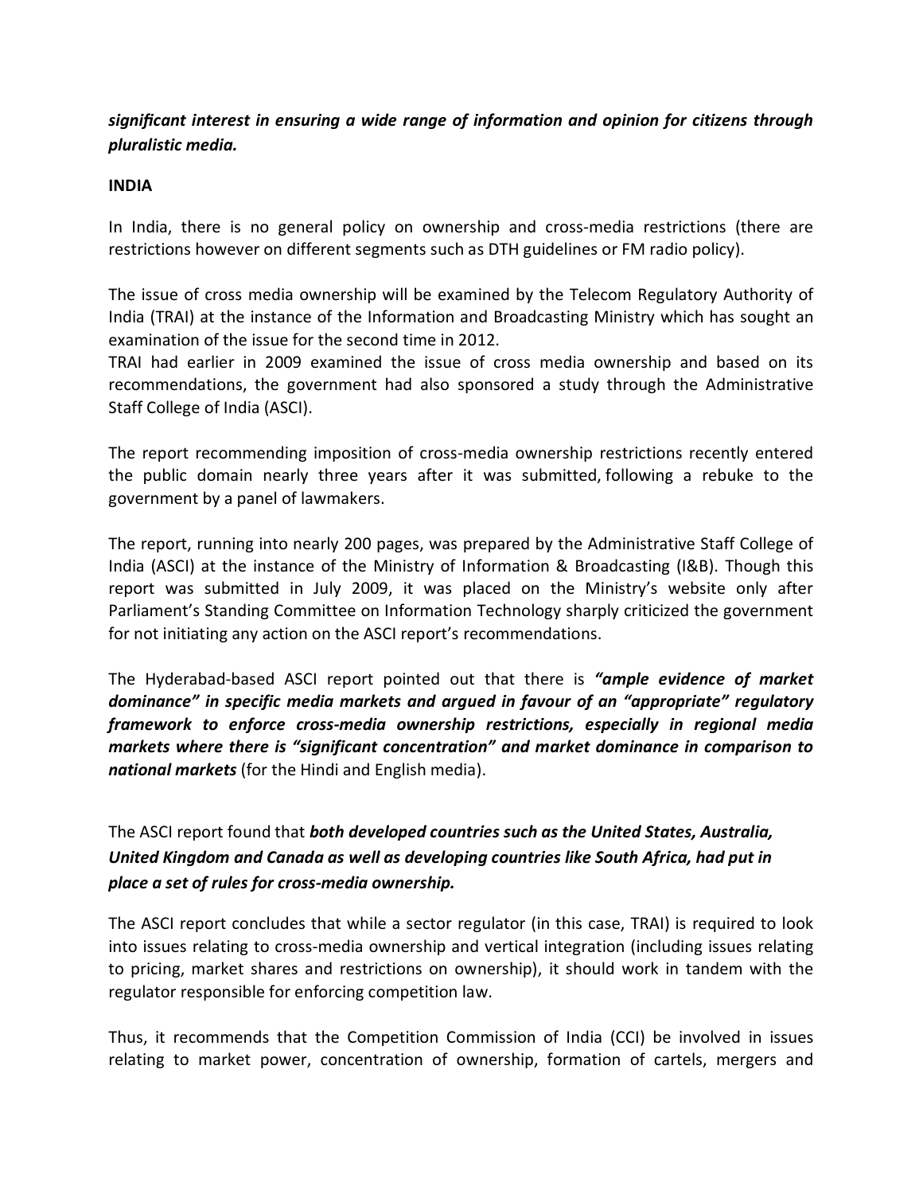***significant interest in ensuring a wide range of information and opinion for citizens through pluralistic media.***

**INDIA**

In India, there is no general policy on ownership and cross-media restrictions (there are restrictions however on different segments such as DTH guidelines or FM radio policy).

The issue of cross media ownership will be examined by the Telecom Regulatory Authority of India (TRAI) at the instance of the Information and Broadcasting Ministry which has sought an examination of the issue for the second time in 2012.

TRAI had earlier in 2009 examined the issue of cross media ownership and based on its recommendations, the government had also sponsored a study through the Administrative Staff College of India (ASCI).

The report recommending imposition of cross-media ownership restrictions recently entered the public domain nearly three years after it was submitted, following a rebuke to the government by a panel of lawmakers.

The report, running into nearly 200 pages, was prepared by the Administrative Staff College of India (ASCI) at the instance of the Ministry of Information & Broadcasting (I&B). Though this report was submitted in July 2009, it was placed on the Ministry's website only after Parliament's Standing Committee on Information Technology sharply criticized the government for not initiating any action on the ASCI report's recommendations.

The Hyderabad-based ASCI report pointed out that there is ***"ample evidence of market dominance" in specific media markets and argued in favour of an "appropriate" regulatory framework to enforce cross-media ownership restrictions, especially in regional media markets where there is "significant concentration" and market dominance in comparison to national markets*** (for the Hindi and English media).

The ASCI report found that ***both developed countries such as the United States, Australia, United Kingdom and Canada as well as developing countries like South Africa, had put in place a set of rules for cross-media ownership.***

The ASCI report concludes that while a sector regulator (in this case, TRAI) is required to look into issues relating to cross-media ownership and vertical integration (including issues relating to pricing, market shares and restrictions on ownership), it should work in tandem with the regulator responsible for enforcing competition law.

Thus, it recommends that the Competition Commission of India (CCI) be involved in issues relating to market power, concentration of ownership, formation of cartels, mergers and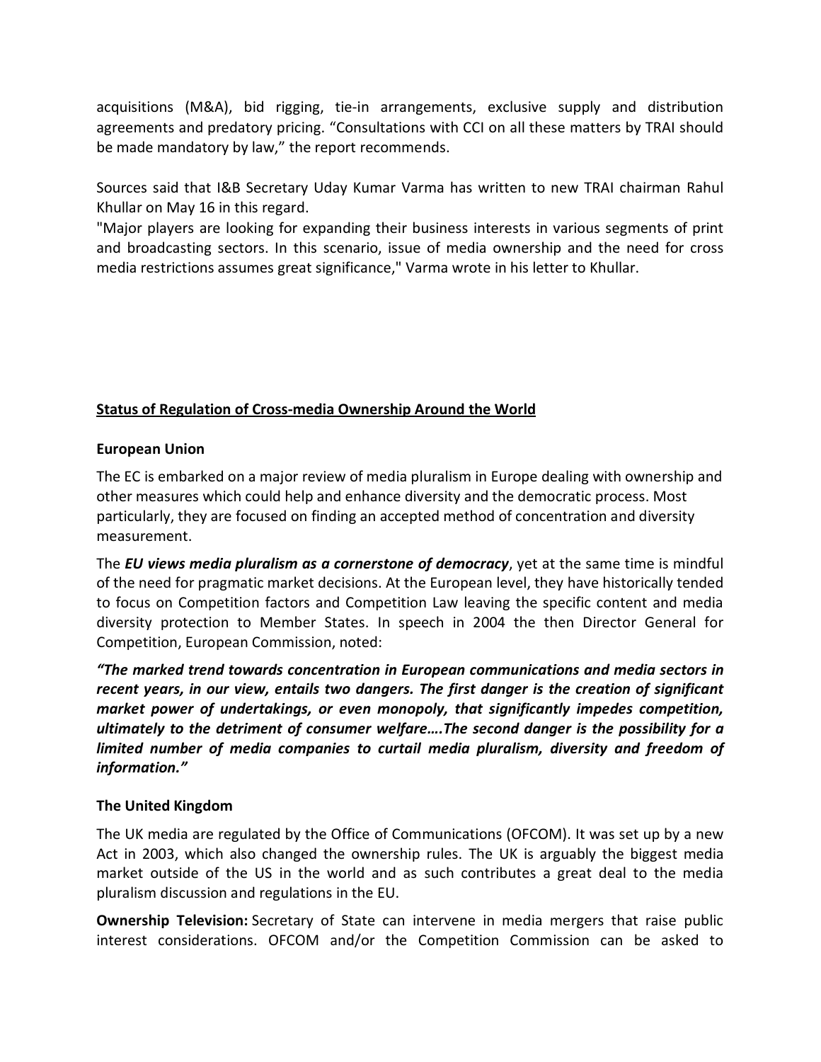acquisitions (M&A), bid rigging, tie-in arrangements, exclusive supply and distribution agreements and predatory pricing. "Consultations with CCI on all these matters by TRAI should be made mandatory by law," the report recommends.

Sources said that I&B Secretary Uday Kumar Varma has written to new TRAI chairman Rahul Khullar on May 16 in this regard.
"Major players are looking for expanding their business interests in various segments of print and broadcasting sectors. In this scenario, issue of media ownership and the need for cross media restrictions assumes great significance," Varma wrote in his letter to Khullar.

## Status of Regulation of Cross-media Ownership Around the World

### European Union

The EC is embarked on a major review of media pluralism in Europe dealing with ownership and other measures which could help and enhance diversity and the democratic process. Most particularly, they are focused on finding an accepted method of concentration and diversity measurement.

The ***EU views media pluralism as a cornerstone of democracy***, yet at the same time is mindful of the need for pragmatic market decisions. At the European level, they have historically tended to focus on Competition factors and Competition Law leaving the specific content and media diversity protection to Member States. In speech in 2004 the then Director General for Competition, European Commission, noted:

***"The marked trend towards concentration in European communications and media sectors in recent years, in our view, entails two dangers. The first danger is the creation of significant market power of undertakings, or even monopoly, that significantly impedes competition, ultimately to the detriment of consumer welfare….The second danger is the possibility for a limited number of media companies to curtail media pluralism, diversity and freedom of information."***

### The United Kingdom

The UK media are regulated by the Office of Communications (OFCOM). It was set up by a new Act in 2003, which also changed the ownership rules. The UK is arguably the biggest media market outside of the US in the world and as such contributes a great deal to the media pluralism discussion and regulations in the EU.

**Ownership Television:** Secretary of State can intervene in media mergers that raise public interest considerations. OFCOM and/or the Competition Commission can be asked to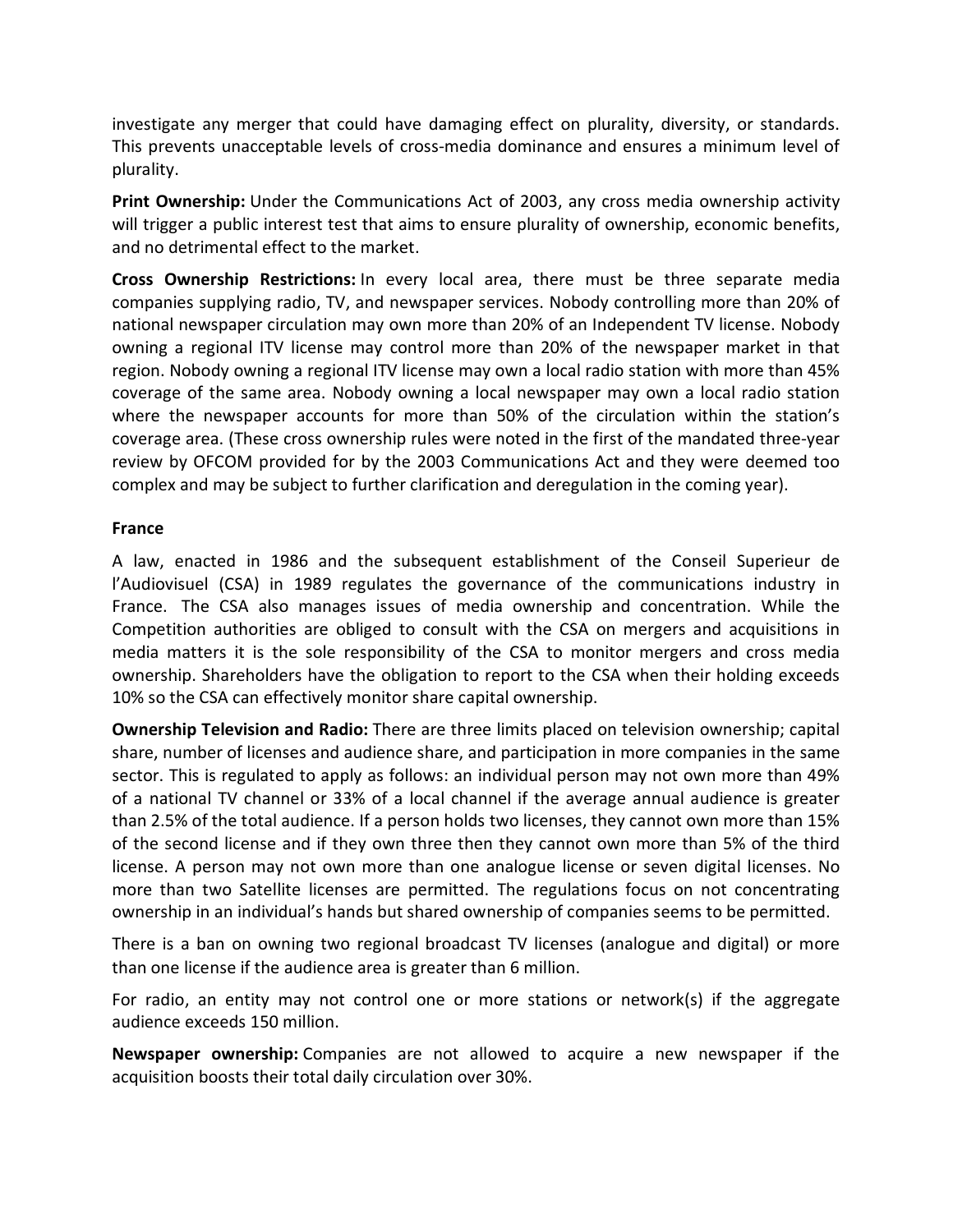investigate any merger that could have damaging effect on plurality, diversity, or standards. This prevents unacceptable levels of cross-media dominance and ensures a minimum level of plurality.

**Print Ownership:** Under the Communications Act of 2003, any cross media ownership activity will trigger a public interest test that aims to ensure plurality of ownership, economic benefits, and no detrimental effect to the market.

**Cross Ownership Restrictions:** In every local area, there must be three separate media companies supplying radio, TV, and newspaper services. Nobody controlling more than 20% of national newspaper circulation may own more than 20% of an Independent TV license. Nobody owning a regional ITV license may control more than 20% of the newspaper market in that region. Nobody owning a regional ITV license may own a local radio station with more than 45% coverage of the same area. Nobody owning a local newspaper may own a local radio station where the newspaper accounts for more than 50% of the circulation within the station's coverage area. (These cross ownership rules were noted in the first of the mandated three-year review by OFCOM provided for by the 2003 Communications Act and they were deemed too complex and may be subject to further clarification and deregulation in the coming year).

**France**

A law, enacted in 1986 and the subsequent establishment of the Conseil Superieur de l'Audiovisuel (CSA) in 1989 regulates the governance of the communications industry in France. The CSA also manages issues of media ownership and concentration. While the Competition authorities are obliged to consult with the CSA on mergers and acquisitions in media matters it is the sole responsibility of the CSA to monitor mergers and cross media ownership. Shareholders have the obligation to report to the CSA when their holding exceeds 10% so the CSA can effectively monitor share capital ownership.

**Ownership Television and Radio:** There are three limits placed on television ownership; capital share, number of licenses and audience share, and participation in more companies in the same sector. This is regulated to apply as follows: an individual person may not own more than 49% of a national TV channel or 33% of a local channel if the average annual audience is greater than 2.5% of the total audience. If a person holds two licenses, they cannot own more than 15% of the second license and if they own three then they cannot own more than 5% of the third license. A person may not own more than one analogue license or seven digital licenses. No more than two Satellite licenses are permitted. The regulations focus on not concentrating ownership in an individual's hands but shared ownership of companies seems to be permitted.

There is a ban on owning two regional broadcast TV licenses (analogue and digital) or more than one license if the audience area is greater than 6 million.

For radio, an entity may not control one or more stations or network(s) if the aggregate audience exceeds 150 million.

**Newspaper ownership:** Companies are not allowed to acquire a new newspaper if the acquisition boosts their total daily circulation over 30%.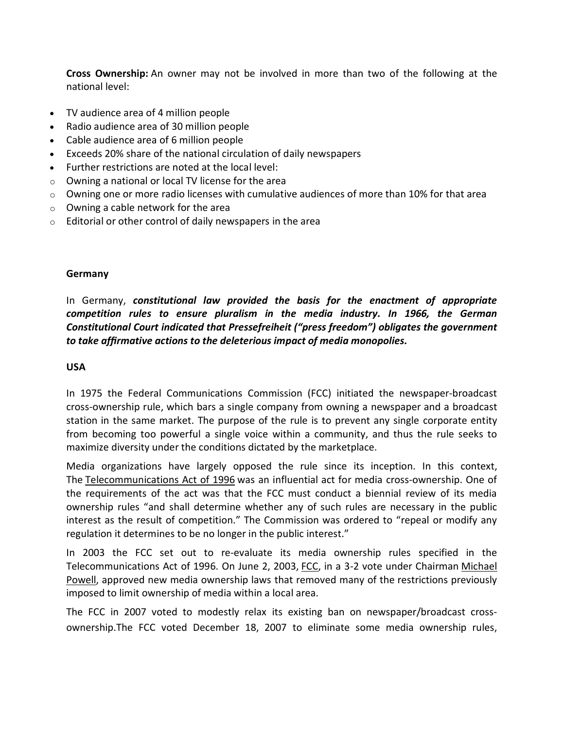**Cross Ownership:** An owner may not be involved in more than two of the following at the national level:

- TV audience area of 4 million people
- Radio audience area of 30 million people
- Cable audience area of 6 million people
- Exceeds 20% share of the national circulation of daily newspapers
- Further restrictions are noted at the local level:
  - Owning a national or local TV license for the area
  - Owning one or more radio licenses with cumulative audiences of more than 10% for that area
  - Owning a cable network for the area
  - Editorial or other control of daily newspapers in the area

**Germany**

In Germany, ***constitutional law provided the basis for the enactment of appropriate competition rules to ensure pluralism in the media industry. In 1966, the German Constitutional Court indicated that Pressefreiheit ("press freedom") obligates the government to take affirmative actions to the deleterious impact of media monopolies.***

**USA**

In 1975 the Federal Communications Commission (FCC) initiated the newspaper-broadcast cross-ownership rule, which bars a single company from owning a newspaper and a broadcast station in the same market. The purpose of the rule is to prevent any single corporate entity from becoming too powerful a single voice within a community, and thus the rule seeks to maximize diversity under the conditions dictated by the marketplace.

Media organizations have largely opposed the rule since its inception. In this context, The Telecommunications Act of 1996 was an influential act for media cross-ownership. One of the requirements of the act was that the FCC must conduct a biennial review of its media ownership rules "and shall determine whether any of such rules are necessary in the public interest as the result of competition." The Commission was ordered to "repeal or modify any regulation it determines to be no longer in the public interest."

In 2003 the FCC set out to re-evaluate its media ownership rules specified in the Telecommunications Act of 1996. On June 2, 2003, FCC, in a 3-2 vote under Chairman Michael Powell, approved new media ownership laws that removed many of the restrictions previously imposed to limit ownership of media within a local area.

The FCC in 2007 voted to modestly relax its existing ban on newspaper/broadcast cross-ownership.The FCC voted December 18, 2007 to eliminate some media ownership rules,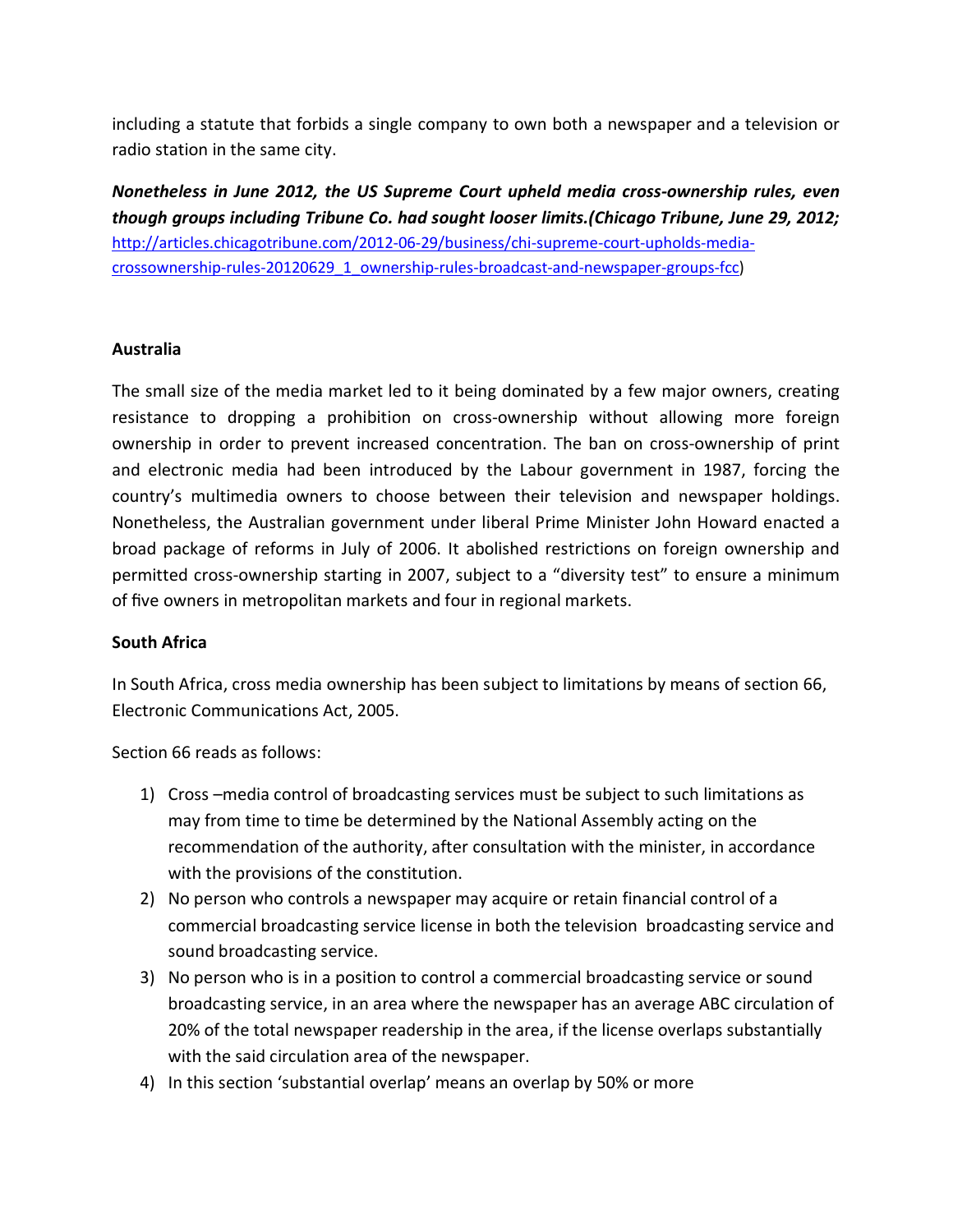including a statute that forbids a single company to own both a newspaper and a television or radio station in the same city.

***Nonetheless in June 2012, the US Supreme Court upheld media cross-ownership rules, even though groups including Tribune Co. had sought looser limits.(Chicago Tribune, June 29, 2012;*** [http://articles.chicagotribune.com/2012-06-29/business/chi-supreme-court-upholds-media-crossownership-rules-20120629_1_ownership-rules-broadcast-and-newspaper-groups-fcc](http://articles.chicagotribune.com/2012-06-29/business/chi-supreme-court-upholds-media-crossownership-rules-20120629_1_ownership-rules-broadcast-and-newspaper-groups-fcc))

**Australia**

The small size of the media market led to it being dominated by a few major owners, creating resistance to dropping a prohibition on cross-ownership without allowing more foreign ownership in order to prevent increased concentration. The ban on cross-ownership of print and electronic media had been introduced by the Labour government in 1987, forcing the country's multimedia owners to choose between their television and newspaper holdings. Nonetheless, the Australian government under liberal Prime Minister John Howard enacted a broad package of reforms in July of 2006. It abolished restrictions on foreign ownership and permitted cross-ownership starting in 2007, subject to a "diversity test" to ensure a minimum of five owners in metropolitan markets and four in regional markets.

**South Africa**

In South Africa, cross media ownership has been subject to limitations by means of section 66, Electronic Communications Act, 2005.

Section 66 reads as follows:

1) Cross –media control of broadcasting services must be subject to such limitations as may from time to time be determined by the National Assembly acting on the recommendation of the authority, after consultation with the minister, in accordance with the provisions of the constitution.
2) No person who controls a newspaper may acquire or retain financial control of a commercial broadcasting service license in both the television broadcasting service and sound broadcasting service.
3) No person who is in a position to control a commercial broadcasting service or sound broadcasting service, in an area where the newspaper has an average ABC circulation of 20% of the total newspaper readership in the area, if the license overlaps substantially with the said circulation area of the newspaper.
4) In this section 'substantial overlap' means an overlap by 50% or more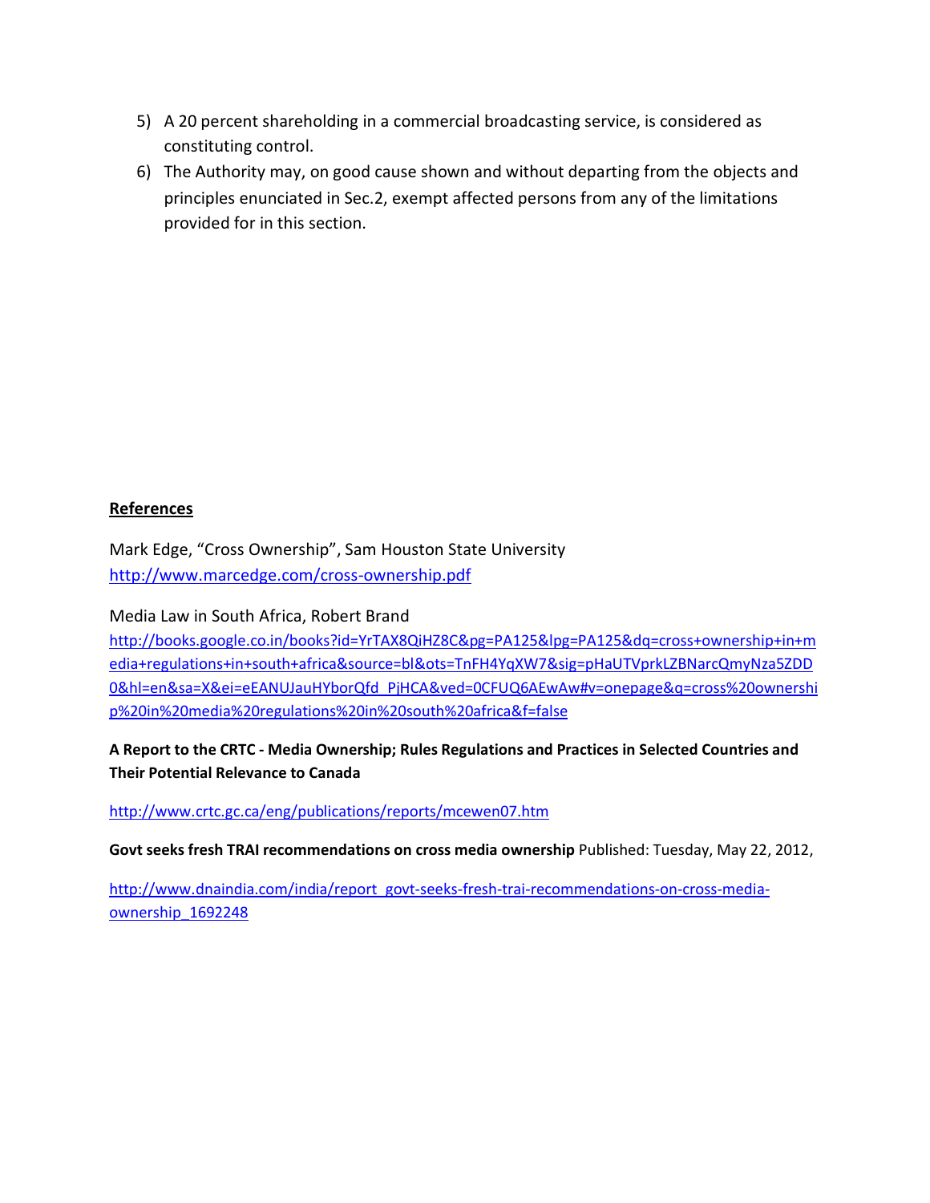5) A 20 percent shareholding in a commercial broadcasting service, is considered as constituting control.
6) The Authority may, on good cause shown and without departing from the objects and principles enunciated in Sec.2, exempt affected persons from any of the limitations provided for in this section.

## References

Mark Edge, "Cross Ownership", Sam Houston State University
http://www.marcedge.com/cross-ownership.pdf

Media Law in South Africa, Robert Brand
http://books.google.co.in/books?id=YrTAX8QiHZ8C&pg=PA125&lpg=PA125&dq=cross+ownership+in+media+regulations+in+south+africa&source=bl&ots=TnFH4YqXW7&sig=pHaUTVprkLZBNarcQmyNza5ZDD0&hl=en&sa=X&ei=eEANUJauHYborQfd_PjHCA&ved=0CFUQ6AEwAw#v=onepage&q=cross%20ownership%20in%20media%20regulations%20in%20south%20africa&f=false

**A Report to the CRTC - Media Ownership; Rules Regulations and Practices in Selected Countries and Their Potential Relevance to Canada**

http://www.crtc.gc.ca/eng/publications/reports/mcewen07.htm

**Govt seeks fresh TRAI recommendations on cross media ownership** Published: Tuesday, May 22, 2012,

http://www.dnaindia.com/india/report_govt-seeks-fresh-trai-recommendations-on-cross-media-ownership_1692248